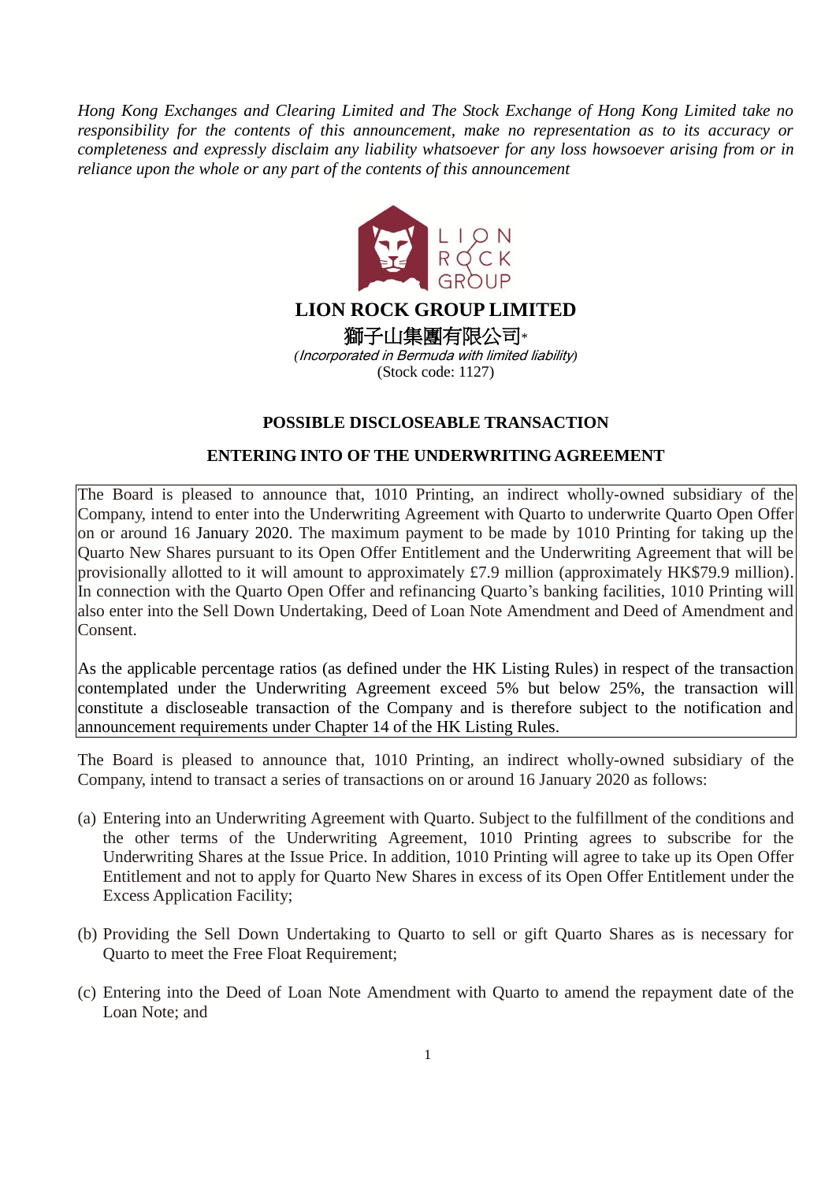*Hong Kong Exchanges and Clearing Limited and The Stock Exchange of Hong Kong Limited take no responsibility for the contents of this announcement, make no representation as to its accuracy or completeness and expressly disclaim any liability whatsoever for any loss howsoever arising from or in reliance upon the whole or any part of the contents of this announcement*

# LION ROCK GROUP LIMITED

# 獅子山集團有限公司*

*(Incorporated in Bermuda with limited liability)*

(Stock code: 1127)

## POSSIBLE DISCLOSEABLE TRANSACTION

## ENTERING INTO OF THE UNDERWRITING AGREEMENT

The Board is pleased to announce that, 1010 Printing, an indirect wholly-owned subsidiary of the Company, intend to enter into the Underwriting Agreement with Quarto to underwrite Quarto Open Offer on or around 16 January 2020. The maximum payment to be made by 1010 Printing for taking up the Quarto New Shares pursuant to its Open Offer Entitlement and the Underwriting Agreement that will be provisionally allotted to it will amount to approximately £7.9 million (approximately HK$79.9 million). In connection with the Quarto Open Offer and refinancing Quarto's banking facilities, 1010 Printing will also enter into the Sell Down Undertaking, Deed of Loan Note Amendment and Deed of Amendment and Consent.

As the applicable percentage ratios (as defined under the HK Listing Rules) in respect of the transaction contemplated under the Underwriting Agreement exceed 5% but below 25%, the transaction will constitute a discloseable transaction of the Company and is therefore subject to the notification and announcement requirements under Chapter 14 of the HK Listing Rules.

The Board is pleased to announce that, 1010 Printing, an indirect wholly-owned subsidiary of the Company, intend to transact a series of transactions on or around 16 January 2020 as follows:

(a) Entering into an Underwriting Agreement with Quarto. Subject to the fulfillment of the conditions and the other terms of the Underwriting Agreement, 1010 Printing agrees to subscribe for the Underwriting Shares at the Issue Price. In addition, 1010 Printing will agree to take up its Open Offer Entitlement and not to apply for Quarto New Shares in excess of its Open Offer Entitlement under the Excess Application Facility;

(b) Providing the Sell Down Undertaking to Quarto to sell or gift Quarto Shares as is necessary for Quarto to meet the Free Float Requirement;

(c) Entering into the Deed of Loan Note Amendment with Quarto to amend the repayment date of the Loan Note; and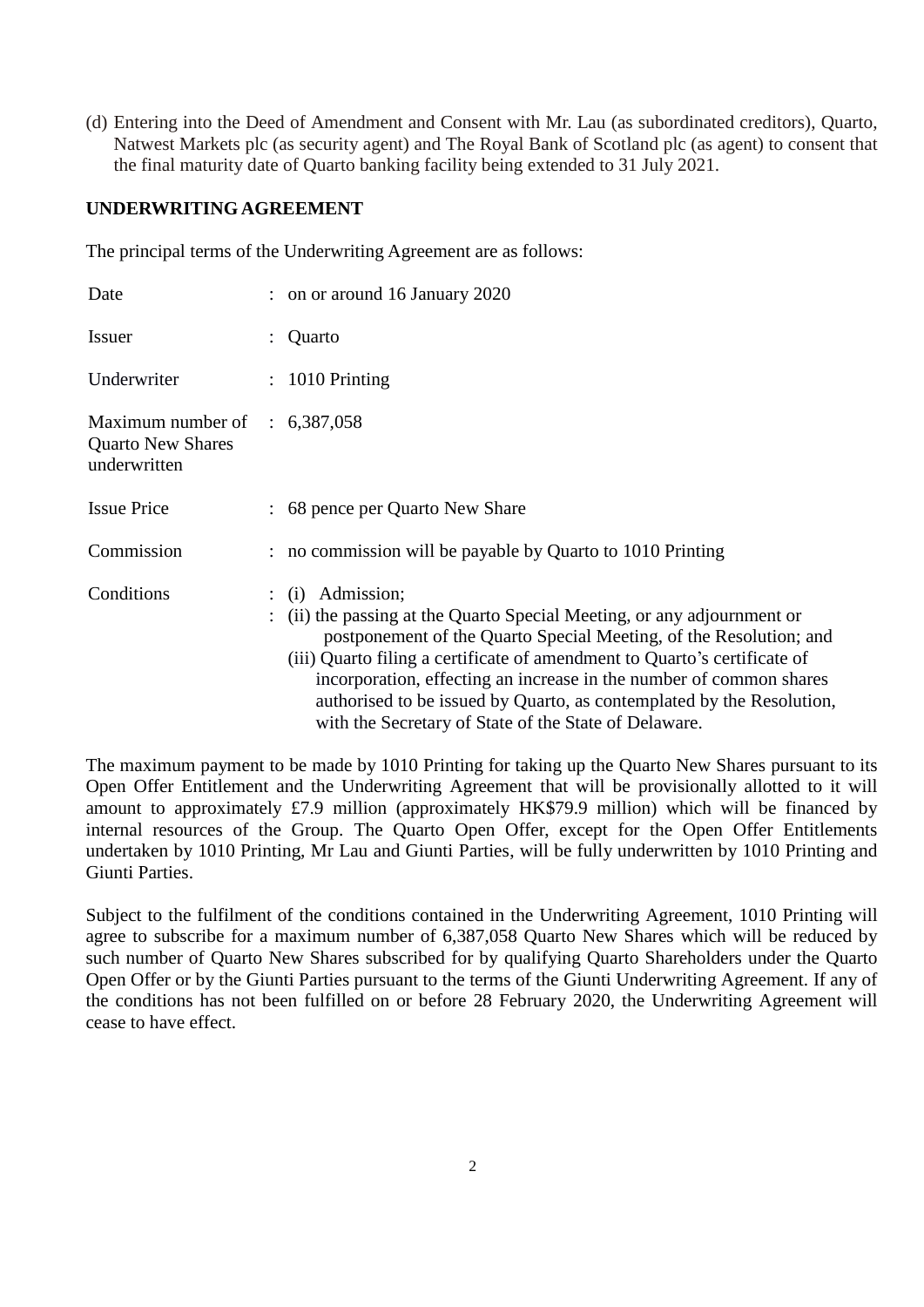(d) Entering into the Deed of Amendment and Consent with Mr. Lau (as subordinated creditors), Quarto, Natwest Markets plc (as security agent) and The Royal Bank of Scotland plc (as agent) to consent that the final maturity date of Quarto banking facility being extended to 31 July 2021.

**UNDERWRITING AGREEMENT**

The principal terms of the Underwriting Agreement are as follows:

| | | |
|---|---|---|
| Date | : | on or around 16 January 2020 |
| Issuer | : | Quarto |
| Underwriter | : | 1010 Printing |
| Maximum number of Quarto New Shares underwritten | : | 6,387,058 |
| Issue Price | : | 68 pence per Quarto New Share |
| Commission | : | no commission will be payable by Quarto to 1010 Printing |
| Conditions | : | (i) Admission;<br>(ii) the passing at the Quarto Special Meeting, or any adjournment or postponement of the Quarto Special Meeting, of the Resolution; and<br>(iii) Quarto filing a certificate of amendment to Quarto's certificate of incorporation, effecting an increase in the number of common shares authorised to be issued by Quarto, as contemplated by the Resolution, with the Secretary of State of the State of Delaware. |

The maximum payment to be made by 1010 Printing for taking up the Quarto New Shares pursuant to its Open Offer Entitlement and the Underwriting Agreement that will be provisionally allotted to it will amount to approximately £7.9 million (approximately HK$79.9 million) which will be financed by internal resources of the Group. The Quarto Open Offer, except for the Open Offer Entitlements undertaken by 1010 Printing, Mr Lau and Giunti Parties, will be fully underwritten by 1010 Printing and Giunti Parties.

Subject to the fulfilment of the conditions contained in the Underwriting Agreement, 1010 Printing will agree to subscribe for a maximum number of 6,387,058 Quarto New Shares which will be reduced by such number of Quarto New Shares subscribed for by qualifying Quarto Shareholders under the Quarto Open Offer or by the Giunti Parties pursuant to the terms of the Giunti Underwriting Agreement. If any of the conditions has not been fulfilled on or before 28 February 2020, the Underwriting Agreement will cease to have effect.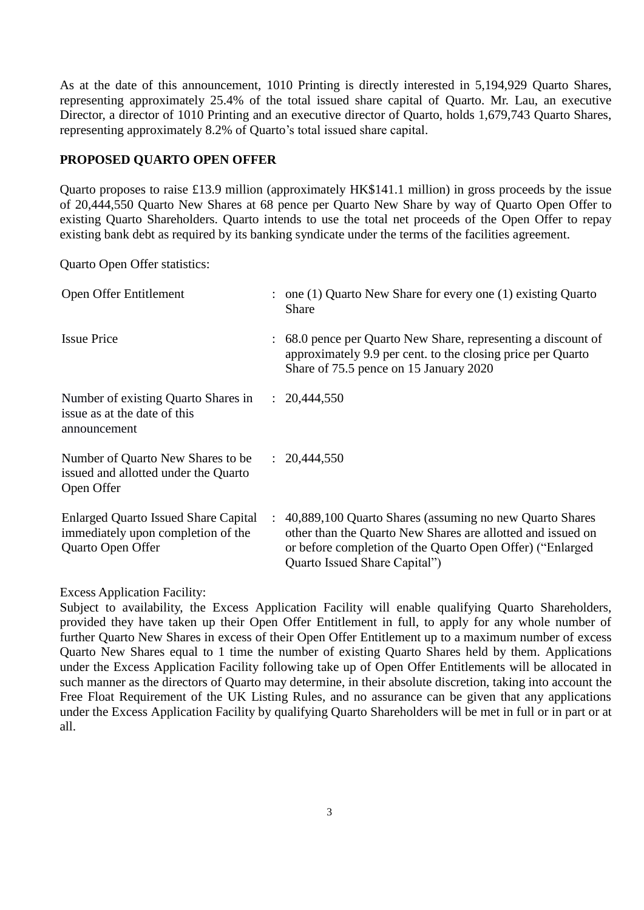As at the date of this announcement, 1010 Printing is directly interested in 5,194,929 Quarto Shares, representing approximately 25.4% of the total issued share capital of Quarto. Mr. Lau, an executive Director, a director of 1010 Printing and an executive director of Quarto, holds 1,679,743 Quarto Shares, representing approximately 8.2% of Quarto's total issued share capital.

**PROPOSED QUARTO OPEN OFFER**

Quarto proposes to raise £13.9 million (approximately HK$141.1 million) in gross proceeds by the issue of 20,444,550 Quarto New Shares at 68 pence per Quarto New Share by way of Quarto Open Offer to existing Quarto Shareholders. Quarto intends to use the total net proceeds of the Open Offer to repay existing bank debt as required by its banking syndicate under the terms of the facilities agreement.

Quarto Open Offer statistics:

| | | |
|---|---|---|
| Open Offer Entitlement | : | one (1) Quarto New Share for every one (1) existing Quarto Share |
| Issue Price | : | 68.0 pence per Quarto New Share, representing a discount of approximately 9.9 per cent. to the closing price per Quarto Share of 75.5 pence on 15 January 2020 |
| Number of existing Quarto Shares in issue as at the date of this announcement | : | 20,444,550 |
| Number of Quarto New Shares to be issued and allotted under the Quarto Open Offer | : | 20,444,550 |
| Enlarged Quarto Issued Share Capital immediately upon completion of the Quarto Open Offer | : | 40,889,100 Quarto Shares (assuming no new Quarto Shares other than the Quarto New Shares are allotted and issued on or before completion of the Quarto Open Offer) ("Enlarged Quarto Issued Share Capital") |

Excess Application Facility:
Subject to availability, the Excess Application Facility will enable qualifying Quarto Shareholders, provided they have taken up their Open Offer Entitlement in full, to apply for any whole number of further Quarto New Shares in excess of their Open Offer Entitlement up to a maximum number of excess Quarto New Shares equal to 1 time the number of existing Quarto Shares held by them. Applications under the Excess Application Facility following take up of Open Offer Entitlements will be allocated in such manner as the directors of Quarto may determine, in their absolute discretion, taking into account the Free Float Requirement of the UK Listing Rules, and no assurance can be given that any applications under the Excess Application Facility by qualifying Quarto Shareholders will be met in full or in part or at all.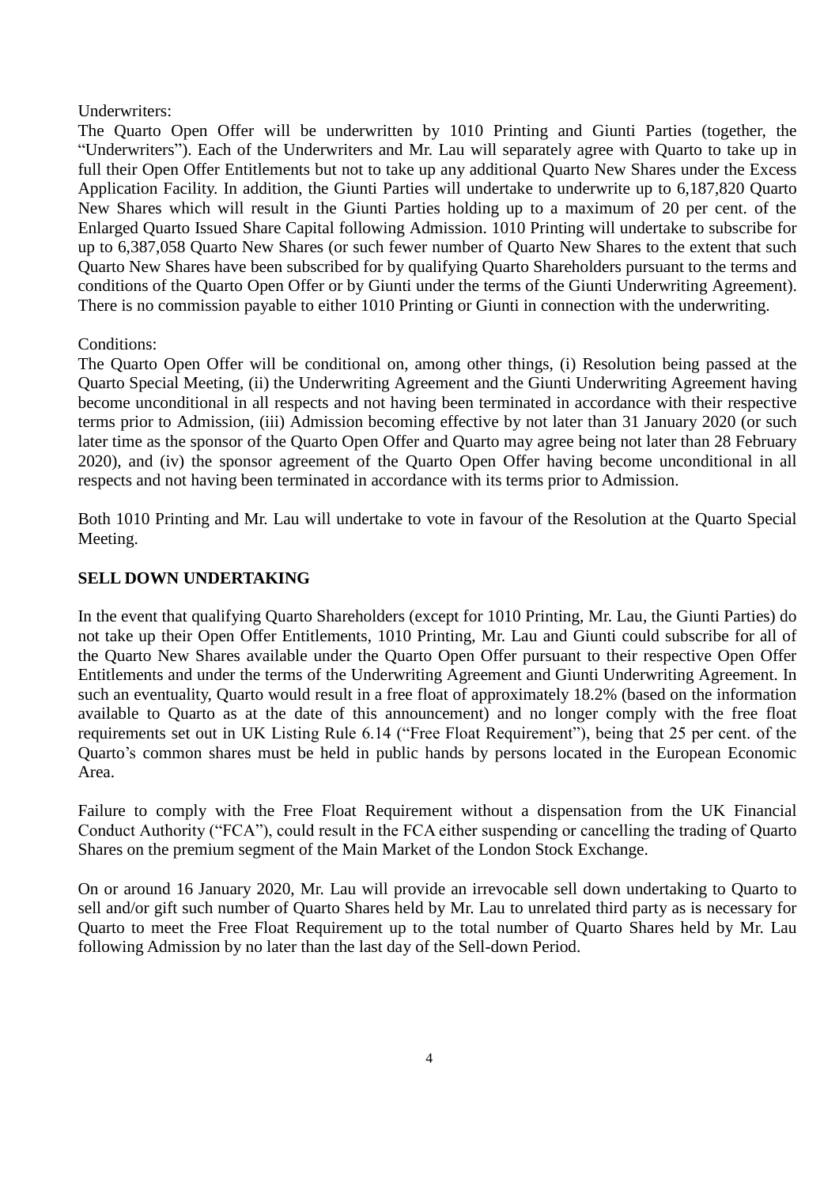Underwriters:
The Quarto Open Offer will be underwritten by 1010 Printing and Giunti Parties (together, the "Underwriters"). Each of the Underwriters and Mr. Lau will separately agree with Quarto to take up in full their Open Offer Entitlements but not to take up any additional Quarto New Shares under the Excess Application Facility. In addition, the Giunti Parties will undertake to underwrite up to 6,187,820 Quarto New Shares which will result in the Giunti Parties holding up to a maximum of 20 per cent. of the Enlarged Quarto Issued Share Capital following Admission. 1010 Printing will undertake to subscribe for up to 6,387,058 Quarto New Shares (or such fewer number of Quarto New Shares to the extent that such Quarto New Shares have been subscribed for by qualifying Quarto Shareholders pursuant to the terms and conditions of the Quarto Open Offer or by Giunti under the terms of the Giunti Underwriting Agreement). There is no commission payable to either 1010 Printing or Giunti in connection with the underwriting.

Conditions:
The Quarto Open Offer will be conditional on, among other things, (i) Resolution being passed at the Quarto Special Meeting, (ii) the Underwriting Agreement and the Giunti Underwriting Agreement having become unconditional in all respects and not having been terminated in accordance with their respective terms prior to Admission, (iii) Admission becoming effective by not later than 31 January 2020 (or such later time as the sponsor of the Quarto Open Offer and Quarto may agree being not later than 28 February 2020), and (iv) the sponsor agreement of the Quarto Open Offer having become unconditional in all respects and not having been terminated in accordance with its terms prior to Admission.

Both 1010 Printing and Mr. Lau will undertake to vote in favour of the Resolution at the Quarto Special Meeting.

**SELL DOWN UNDERTAKING**

In the event that qualifying Quarto Shareholders (except for 1010 Printing, Mr. Lau, the Giunti Parties) do not take up their Open Offer Entitlements, 1010 Printing, Mr. Lau and Giunti could subscribe for all of the Quarto New Shares available under the Quarto Open Offer pursuant to their respective Open Offer Entitlements and under the terms of the Underwriting Agreement and Giunti Underwriting Agreement. In such an eventuality, Quarto would result in a free float of approximately 18.2% (based on the information available to Quarto as at the date of this announcement) and no longer comply with the free float requirements set out in UK Listing Rule 6.14 ("Free Float Requirement"), being that 25 per cent. of the Quarto's common shares must be held in public hands by persons located in the European Economic Area.

Failure to comply with the Free Float Requirement without a dispensation from the UK Financial Conduct Authority ("FCA"), could result in the FCA either suspending or cancelling the trading of Quarto Shares on the premium segment of the Main Market of the London Stock Exchange.

On or around 16 January 2020, Mr. Lau will provide an irrevocable sell down undertaking to Quarto to sell and/or gift such number of Quarto Shares held by Mr. Lau to unrelated third party as is necessary for Quarto to meet the Free Float Requirement up to the total number of Quarto Shares held by Mr. Lau following Admission by no later than the last day of the Sell-down Period.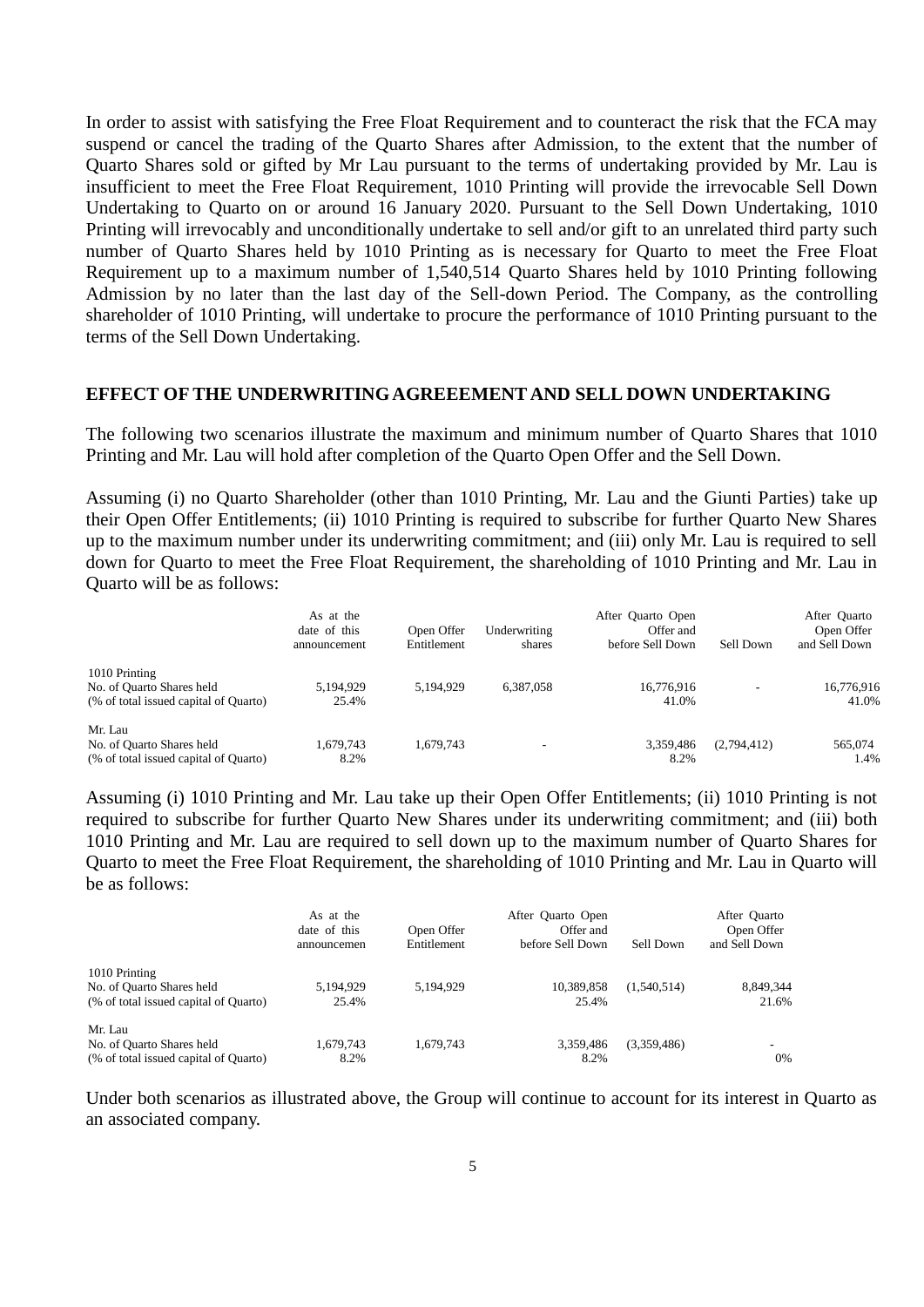In order to assist with satisfying the Free Float Requirement and to counteract the risk that the FCA may suspend or cancel the trading of the Quarto Shares after Admission, to the extent that the number of Quarto Shares sold or gifted by Mr Lau pursuant to the terms of undertaking provided by Mr. Lau is insufficient to meet the Free Float Requirement, 1010 Printing will provide the irrevocable Sell Down Undertaking to Quarto on or around 16 January 2020. Pursuant to the Sell Down Undertaking, 1010 Printing will irrevocably and unconditionally undertake to sell and/or gift to an unrelated third party such number of Quarto Shares held by 1010 Printing as is necessary for Quarto to meet the Free Float Requirement up to a maximum number of 1,540,514 Quarto Shares held by 1010 Printing following Admission by no later than the last day of the Sell-down Period. The Company, as the controlling shareholder of 1010 Printing, will undertake to procure the performance of 1010 Printing pursuant to the terms of the Sell Down Undertaking.

## EFFECT OF THE UNDERWRITING AGREEEMENT AND SELL DOWN UNDERTAKING

The following two scenarios illustrate the maximum and minimum number of Quarto Shares that 1010 Printing and Mr. Lau will hold after completion of the Quarto Open Offer and the Sell Down.

Assuming (i) no Quarto Shareholder (other than 1010 Printing, Mr. Lau and the Giunti Parties) take up their Open Offer Entitlements; (ii) 1010 Printing is required to subscribe for further Quarto New Shares up to the maximum number under its underwriting commitment; and (iii) only Mr. Lau is required to sell down for Quarto to meet the Free Float Requirement, the shareholding of 1010 Printing and Mr. Lau in Quarto will be as follows:

| | As at the date of this announcement | Open Offer Entitlement | Underwriting shares | After Quarto Open Offer and before Sell Down | Sell Down | After Quarto Open Offer and Sell Down |
|---|---|---|---|---|---|---|
| 1010 Printing | | | | | | |
| No. of Quarto Shares held | 5,194,929 | 5,194,929 | 6,387,058 | 16,776,916 | - | 16,776,916 |
| (% of total issued capital of Quarto) | 25.4% | | | 41.0% | | 41.0% |
| Mr. Lau | | | | | | |
| No. of Quarto Shares held | 1,679,743 | 1,679,743 | - | 3,359,486 | (2,794,412) | 565,074 |
| (% of total issued capital of Quarto) | 8.2% | | | 8.2% | | 1.4% |

Assuming (i) 1010 Printing and Mr. Lau take up their Open Offer Entitlements; (ii) 1010 Printing is not required to subscribe for further Quarto New Shares under its underwriting commitment; and (iii) both 1010 Printing and Mr. Lau are required to sell down up to the maximum number of Quarto Shares for Quarto to meet the Free Float Requirement, the shareholding of 1010 Printing and Mr. Lau in Quarto will be as follows:

| | As at the date of this announcemen | Open Offer Entitlement | After Quarto Open Offer and before Sell Down | Sell Down | After Quarto Open Offer and Sell Down |
|---|---|---|---|---|---|
| 1010 Printing | | | | | |
| No. of Quarto Shares held | 5,194,929 | 5,194,929 | 10,389,858 | (1,540,514) | 8,849,344 |
| (% of total issued capital of Quarto) | 25.4% | | 25.4% | | 21.6% |
| Mr. Lau | | | | | |
| No. of Quarto Shares held | 1,679,743 | 1,679,743 | 3,359,486 | (3,359,486) | - |
| (% of total issued capital of Quarto) | 8.2% | | 8.2% | | 0% |

Under both scenarios as illustrated above, the Group will continue to account for its interest in Quarto as an associated company.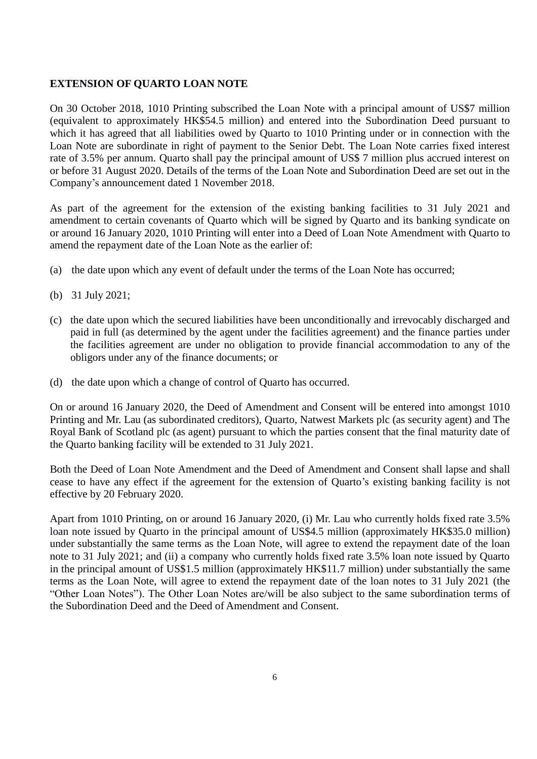**EXTENSION OF QUARTO LOAN NOTE**

On 30 October 2018, 1010 Printing subscribed the Loan Note with a principal amount of US$7 million (equivalent to approximately HK$54.5 million) and entered into the Subordination Deed pursuant to which it has agreed that all liabilities owed by Quarto to 1010 Printing under or in connection with the Loan Note are subordinate in right of payment to the Senior Debt. The Loan Note carries fixed interest rate of 3.5% per annum. Quarto shall pay the principal amount of US$ 7 million plus accrued interest on or before 31 August 2020. Details of the terms of the Loan Note and Subordination Deed are set out in the Company's announcement dated 1 November 2018.

As part of the agreement for the extension of the existing banking facilities to 31 July 2021 and amendment to certain covenants of Quarto which will be signed by Quarto and its banking syndicate on or around 16 January 2020, 1010 Printing will enter into a Deed of Loan Note Amendment with Quarto to amend the repayment date of the Loan Note as the earlier of:

(a) the date upon which any event of default under the terms of the Loan Note has occurred;

(b) 31 July 2021;

(c) the date upon which the secured liabilities have been unconditionally and irrevocably discharged and paid in full (as determined by the agent under the facilities agreement) and the finance parties under the facilities agreement are under no obligation to provide financial accommodation to any of the obligors under any of the finance documents; or

(d) the date upon which a change of control of Quarto has occurred.

On or around 16 January 2020, the Deed of Amendment and Consent will be entered into amongst 1010 Printing and Mr. Lau (as subordinated creditors), Quarto, Natwest Markets plc (as security agent) and The Royal Bank of Scotland plc (as agent) pursuant to which the parties consent that the final maturity date of the Quarto banking facility will be extended to 31 July 2021.

Both the Deed of Loan Note Amendment and the Deed of Amendment and Consent shall lapse and shall cease to have any effect if the agreement for the extension of Quarto's existing banking facility is not effective by 20 February 2020.

Apart from 1010 Printing, on or around 16 January 2020, (i) Mr. Lau who currently holds fixed rate 3.5% loan note issued by Quarto in the principal amount of US$4.5 million (approximately HK$35.0 million) under substantially the same terms as the Loan Note, will agree to extend the repayment date of the loan note to 31 July 2021; and (ii) a company who currently holds fixed rate 3.5% loan note issued by Quarto in the principal amount of US$1.5 million (approximately HK$11.7 million) under substantially the same terms as the Loan Note, will agree to extend the repayment date of the loan notes to 31 July 2021 (the "Other Loan Notes"). The Other Loan Notes are/will be also subject to the same subordination terms of the Subordination Deed and the Deed of Amendment and Consent.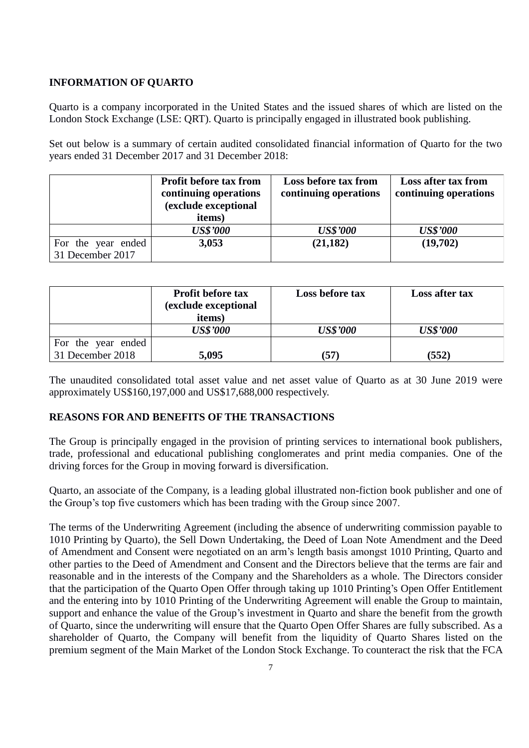## INFORMATION OF QUARTO

Quarto is a company incorporated in the United States and the issued shares of which are listed on the London Stock Exchange (LSE: QRT). Quarto is principally engaged in illustrated book publishing.

Set out below is a summary of certain audited consolidated financial information of Quarto for the two years ended 31 December 2017 and 31 December 2018:

| | **Profit before tax from continuing operations (exclude exceptional items)** | **Loss before tax from continuing operations** | **Loss after tax from continuing operations** |
|---|---|---|---|
| | ***US$'000*** | ***US$'000*** | ***US$'000*** |
| For the year ended 31 December 2017 | **3,053** | **(21,182)** | **(19,702)** |

| | **Profit before tax (exclude exceptional items)** | **Loss before tax** | **Loss after tax** |
|---|---|---|---|
| | ***US$'000*** | ***US$'000*** | ***US$'000*** |
| For the year ended 31 December 2018 | **5,095** | **(57)** | **(552)** |

The unaudited consolidated total asset value and net asset value of Quarto as at 30 June 2019 were approximately US$160,197,000 and US$17,688,000 respectively.

## REASONS FOR AND BENEFITS OF THE TRANSACTIONS

The Group is principally engaged in the provision of printing services to international book publishers, trade, professional and educational publishing conglomerates and print media companies. One of the driving forces for the Group in moving forward is diversification.

Quarto, an associate of the Company, is a leading global illustrated non-fiction book publisher and one of the Group's top five customers which has been trading with the Group since 2007.

The terms of the Underwriting Agreement (including the absence of underwriting commission payable to 1010 Printing by Quarto), the Sell Down Undertaking, the Deed of Loan Note Amendment and the Deed of Amendment and Consent were negotiated on an arm's length basis amongst 1010 Printing, Quarto and other parties to the Deed of Amendment and Consent and the Directors believe that the terms are fair and reasonable and in the interests of the Company and the Shareholders as a whole. The Directors consider that the participation of the Quarto Open Offer through taking up 1010 Printing's Open Offer Entitlement and the entering into by 1010 Printing of the Underwriting Agreement will enable the Group to maintain, support and enhance the value of the Group's investment in Quarto and share the benefit from the growth of Quarto, since the underwriting will ensure that the Quarto Open Offer Shares are fully subscribed. As a shareholder of Quarto, the Company will benefit from the liquidity of Quarto Shares listed on the premium segment of the Main Market of the London Stock Exchange. To counteract the risk that the FCA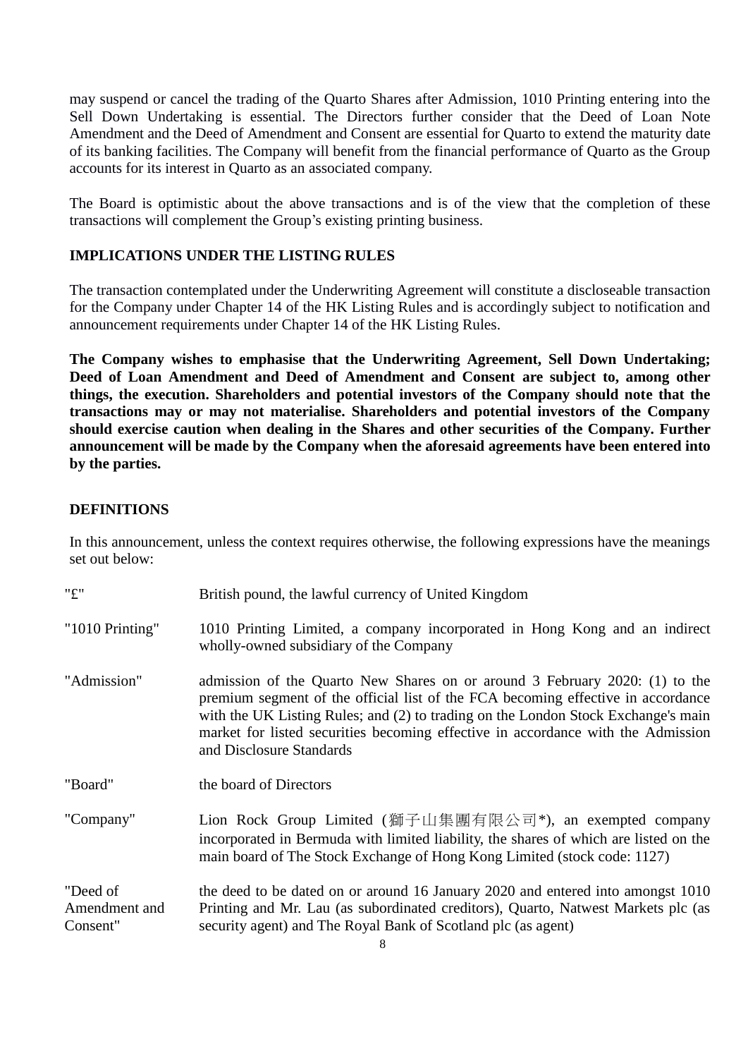may suspend or cancel the trading of the Quarto Shares after Admission, 1010 Printing entering into the Sell Down Undertaking is essential. The Directors further consider that the Deed of Loan Note Amendment and the Deed of Amendment and Consent are essential for Quarto to extend the maturity date of its banking facilities. The Company will benefit from the financial performance of Quarto as the Group accounts for its interest in Quarto as an associated company.

The Board is optimistic about the above transactions and is of the view that the completion of these transactions will complement the Group's existing printing business.

## IMPLICATIONS UNDER THE LISTING RULES

The transaction contemplated under the Underwriting Agreement will constitute a discloseable transaction for the Company under Chapter 14 of the HK Listing Rules and is accordingly subject to notification and announcement requirements under Chapter 14 of the HK Listing Rules.

**The Company wishes to emphasise that the Underwriting Agreement, Sell Down Undertaking; Deed of Loan Amendment and Deed of Amendment and Consent are subject to, among other things, the execution. Shareholders and potential investors of the Company should note that the transactions may or may not materialise. Shareholders and potential investors of the Company should exercise caution when dealing in the Shares and other securities of the Company. Further announcement will be made by the Company when the aforesaid agreements have been entered into by the parties.**

## DEFINITIONS

In this announcement, unless the context requires otherwise, the following expressions have the meanings set out below:

| | |
|---|---|
| "£" | British pound, the lawful currency of United Kingdom |
| "1010 Printing" | 1010 Printing Limited, a company incorporated in Hong Kong and an indirect wholly-owned subsidiary of the Company |
| "Admission" | admission of the Quarto New Shares on or around 3 February 2020: (1) to the premium segment of the official list of the FCA becoming effective in accordance with the UK Listing Rules; and (2) to trading on the London Stock Exchange's main market for listed securities becoming effective in accordance with the Admission and Disclosure Standards |
| "Board" | the board of Directors |
| "Company" | Lion Rock Group Limited (獅子山集團有限公司*), an exempted company incorporated in Bermuda with limited liability, the shares of which are listed on the main board of The Stock Exchange of Hong Kong Limited (stock code: 1127) |
| "Deed of Amendment and Consent" | the deed to be dated on or around 16 January 2020 and entered into amongst 1010 Printing and Mr. Lau (as subordinated creditors), Quarto, Natwest Markets plc (as security agent) and The Royal Bank of Scotland plc (as agent) |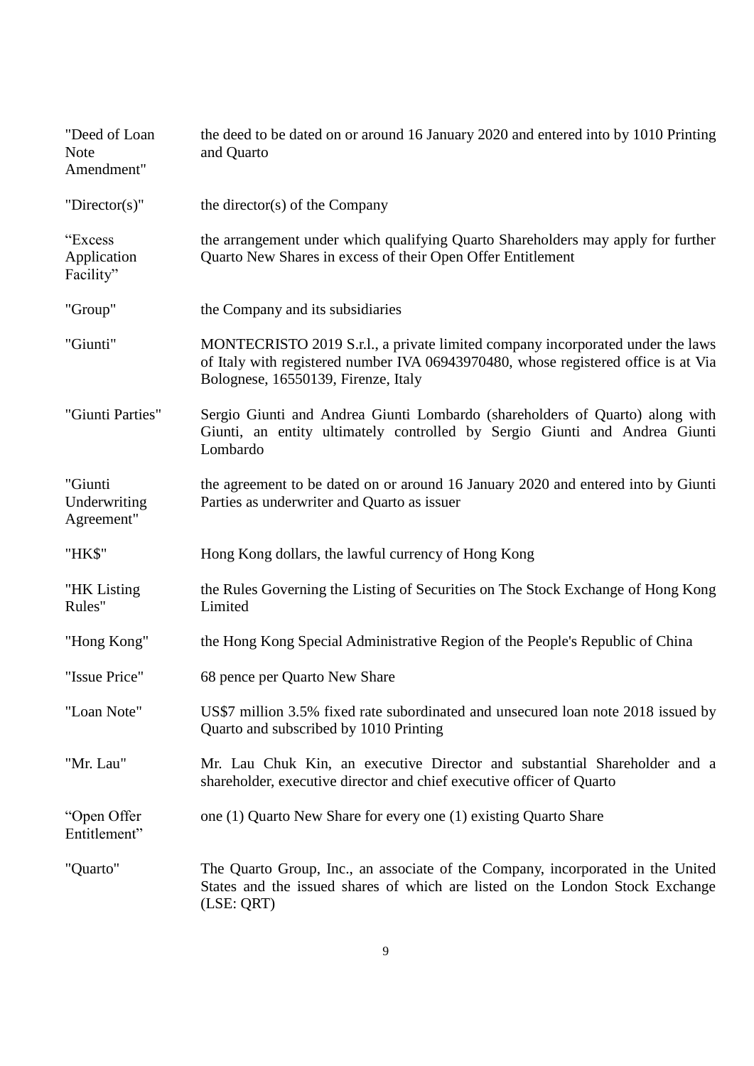| | |
|---|---|
| "Deed of Loan Note Amendment" | the deed to be dated on or around 16 January 2020 and entered into by 1010 Printing and Quarto |
| "Director(s)" | the director(s) of the Company |
| "Excess Application Facility" | the arrangement under which qualifying Quarto Shareholders may apply for further Quarto New Shares in excess of their Open Offer Entitlement |
| "Group" | the Company and its subsidiaries |
| "Giunti" | MONTECRISTO 2019 S.r.l., a private limited company incorporated under the laws of Italy with registered number IVA 06943970480, whose registered office is at Via Bolognese, 16550139, Firenze, Italy |
| "Giunti Parties" | Sergio Giunti and Andrea Giunti Lombardo (shareholders of Quarto) along with Giunti, an entity ultimately controlled by Sergio Giunti and Andrea Giunti Lombardo |
| "Giunti Underwriting Agreement" | the agreement to be dated on or around 16 January 2020 and entered into by Giunti Parties as underwriter and Quarto as issuer |
| "HK$" | Hong Kong dollars, the lawful currency of Hong Kong |
| "HK Listing Rules" | the Rules Governing the Listing of Securities on The Stock Exchange of Hong Kong Limited |
| "Hong Kong" | the Hong Kong Special Administrative Region of the People's Republic of China |
| "Issue Price" | 68 pence per Quarto New Share |
| "Loan Note" | US$7 million 3.5% fixed rate subordinated and unsecured loan note 2018 issued by Quarto and subscribed by 1010 Printing |
| "Mr. Lau" | Mr. Lau Chuk Kin, an executive Director and substantial Shareholder and a shareholder, executive director and chief executive officer of Quarto |
| "Open Offer Entitlement" | one (1) Quarto New Share for every one (1) existing Quarto Share |
| "Quarto" | The Quarto Group, Inc., an associate of the Company, incorporated in the United States and the issued shares of which are listed on the London Stock Exchange (LSE: QRT) |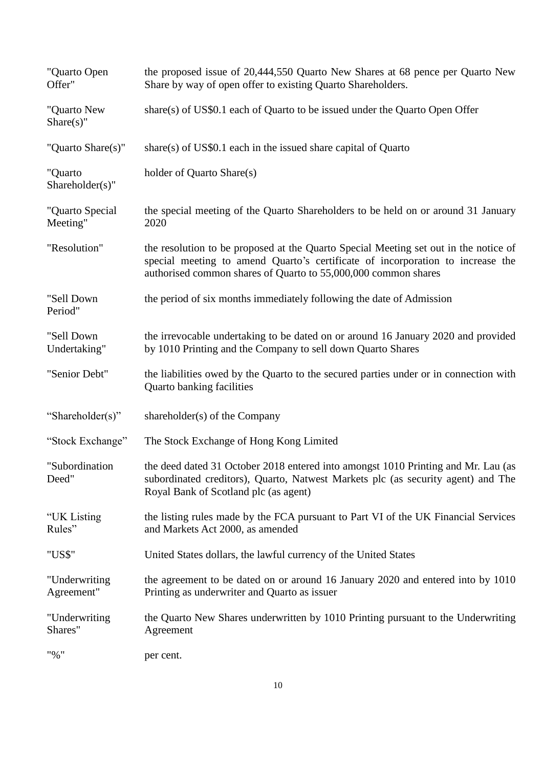| | |
|---|---|
| "Quarto Open Offer" | the proposed issue of 20,444,550 Quarto New Shares at 68 pence per Quarto New Share by way of open offer to existing Quarto Shareholders. |
| "Quarto New Share(s)" | share(s) of US$0.1 each of Quarto to be issued under the Quarto Open Offer |
| "Quarto Share(s)" | share(s) of US$0.1 each in the issued share capital of Quarto |
| "Quarto Shareholder(s)" | holder of Quarto Share(s) |
| "Quarto Special Meeting" | the special meeting of the Quarto Shareholders to be held on or around 31 January 2020 |
| "Resolution" | the resolution to be proposed at the Quarto Special Meeting set out in the notice of special meeting to amend Quarto's certificate of incorporation to increase the authorised common shares of Quarto to 55,000,000 common shares |
| "Sell Down Period" | the period of six months immediately following the date of Admission |
| "Sell Down Undertaking" | the irrevocable undertaking to be dated on or around 16 January 2020 and provided by 1010 Printing and the Company to sell down Quarto Shares |
| "Senior Debt" | the liabilities owed by the Quarto to the secured parties under or in connection with Quarto banking facilities |
| "Shareholder(s)" | shareholder(s) of the Company |
| "Stock Exchange" | The Stock Exchange of Hong Kong Limited |
| "Subordination Deed" | the deed dated 31 October 2018 entered into amongst 1010 Printing and Mr. Lau (as subordinated creditors), Quarto, Natwest Markets plc (as security agent) and The Royal Bank of Scotland plc (as agent) |
| "UK Listing Rules" | the listing rules made by the FCA pursuant to Part VI of the UK Financial Services and Markets Act 2000, as amended |
| "US$" | United States dollars, the lawful currency of the United States |
| "Underwriting Agreement" | the agreement to be dated on or around 16 January 2020 and entered into by 1010 Printing as underwriter and Quarto as issuer |
| "Underwriting Shares" | the Quarto New Shares underwritten by 1010 Printing pursuant to the Underwriting Agreement |
| "%" | per cent. |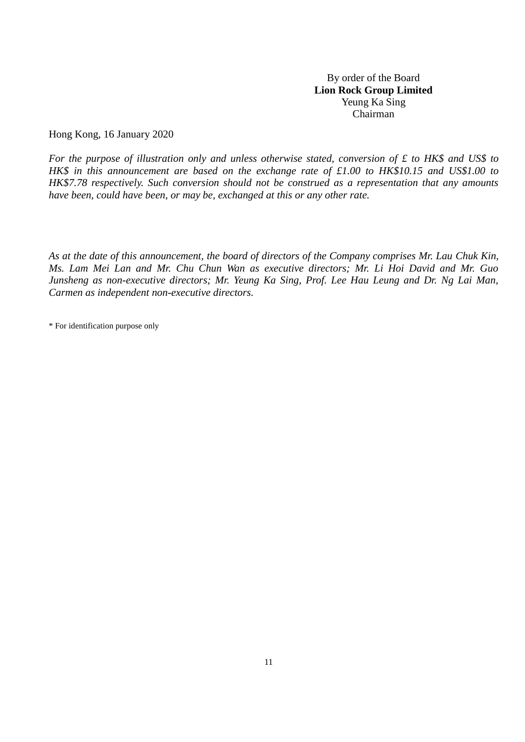By order of the Board
**Lion Rock Group Limited**
Yeung Ka Sing
Chairman

Hong Kong, 16 January 2020

*For the purpose of illustration only and unless otherwise stated, conversion of £ to HK$ and US$ to HK$ in this announcement are based on the exchange rate of £1.00 to HK$10.15 and US$1.00 to HK$7.78 respectively. Such conversion should not be construed as a representation that any amounts have been, could have been, or may be, exchanged at this or any other rate.*

*As at the date of this announcement, the board of directors of the Company comprises Mr. Lau Chuk Kin, Ms. Lam Mei Lan and Mr. Chu Chun Wan as executive directors; Mr. Li Hoi David and Mr. Guo Junsheng as non-executive directors; Mr. Yeung Ka Sing, Prof. Lee Hau Leung and Dr. Ng Lai Man, Carmen as independent non-executive directors.*

* For identification purpose only